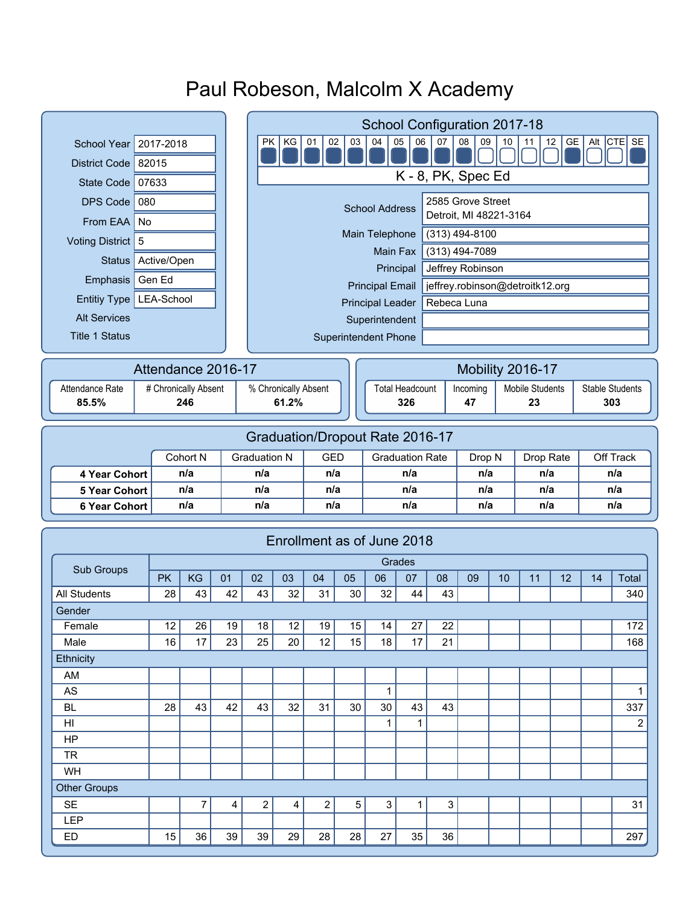# Paul Robeson, Malcolm X Academy

| | |
|---|---|
| School Year | 2017-2018 |
| District Code | 82015 |
| State Code | 07633 |
| DPS Code | 080 |
| From EAA | No |
| Voting District | 5 |
| Status | Active/Open |
| Emphasis | Gen Ed |
| Entitiy Type | LEA-School |
| Alt Services | |
| Title 1 Status | |

## School Configuration 2017-18

| PK | KG | 01 | 02 | 03 | 04 | 05 | 06 | 07 | 08 | 09 | 10 | 11 | 12 | GE | Alt | CTE | SE |
|---|---|---|---|---|---|---|---|---|---|---|---|---|---|---|---|---|---|
| ■ | ■ | ■ | ■ | ■ | ■ | ■ | ■ | ■ | ■ | □ | □ | □ | □ | ■ | □ | □ | ■ |

K - 8, PK, Spec Ed

| | |
|---|---|
| School Address | 2585 Grove Street<br>Detroit, MI 48221-3164 |
| Main Telephone | (313) 494-8100 |
| Main Fax | (313) 494-7089 |
| Principal | Jeffrey Robinson |
| Principal Email | jeffrey.robinson@detroitk12.org |
| Principal Leader | Rebeca Luna |
| Superintendent | |
| Superintendent Phone | |

## Attendance 2016-17

| Attendance Rate | # Chronically Absent | % Chronically Absent |
|---|---|---|
| **85.5%** | **246** | **61.2%** |

## Mobility 2016-17

| Total Headcount | Incoming | Mobile Students | Stable Students |
|---|---|---|---|
| **326** | **47** | **23** | **303** |

## Graduation/Dropout Rate 2016-17

| | Cohort N | Graduation N | GED | Graduation Rate | Drop N | Drop Rate | Off Track |
|---|---|---|---|---|---|---|---|
| **4 Year Cohort** | n/a | n/a | n/a | n/a | n/a | n/a | n/a |
| **5 Year Cohort** | n/a | n/a | n/a | n/a | n/a | n/a | n/a |
| **6 Year Cohort** | n/a | n/a | n/a | n/a | n/a | n/a | n/a |

## Enrollment as of June 2018

| Sub Groups | Grades | | | | | | | | | | | | | | |
|---|---|---|---|---|---|---|---|---|---|---|---|---|---|---|---|
| | PK | KG | 01 | 02 | 03 | 04 | 05 | 06 | 07 | 08 | 09 | 10 | 11 | 12 | 14 | Total |
| All Students | 28 | 43 | 42 | 43 | 32 | 31 | 30 | 32 | 44 | 43 | | | | | | 340 |
| Gender | | | | | | | | | | | | | | | | |
| Female | 12 | 26 | 19 | 18 | 12 | 19 | 15 | 14 | 27 | 22 | | | | | | 172 |
| Male | 16 | 17 | 23 | 25 | 20 | 12 | 15 | 18 | 17 | 21 | | | | | | 168 |
| Ethnicity | | | | | | | | | | | | | | | | |
| AM | | | | | | | | | | | | | | | | |
| AS | | | | | | | | 1 | | | | | | | | 1 |
| BL | 28 | 43 | 42 | 43 | 32 | 31 | 30 | 30 | 43 | 43 | | | | | | 337 |
| HI | | | | | | | | 1 | 1 | | | | | | | 2 |
| HP | | | | | | | | | | | | | | | | |
| TR | | | | | | | | | | | | | | | | |
| WH | | | | | | | | | | | | | | | | |
| Other Groups | | | | | | | | | | | | | | | | |
| SE | | 7 | 4 | 2 | 4 | 2 | 5 | 3 | 1 | 3 | | | | | | 31 |
| LEP | | | | | | | | | | | | | | | | |
| ED | 15 | 36 | 39 | 39 | 29 | 28 | 28 | 27 | 35 | 36 | | | | | | 297 |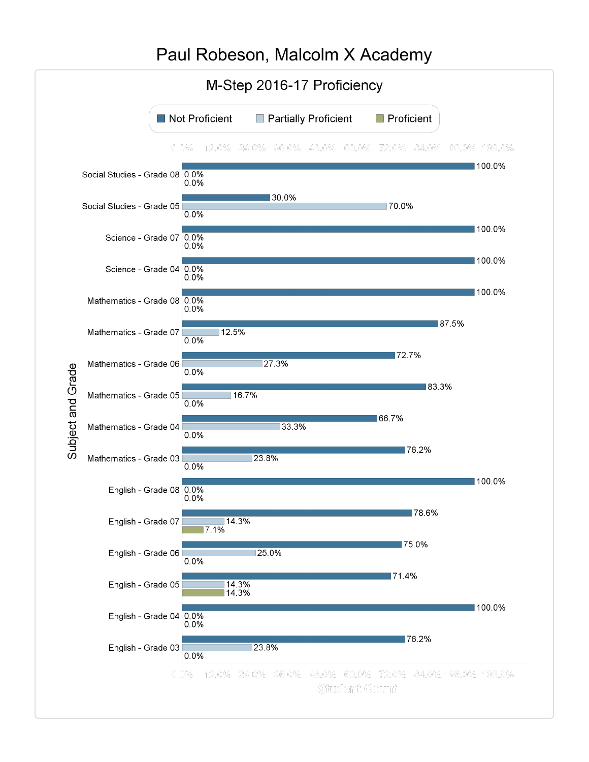# Paul Robeson, Malcolm X Academy

## M-Step 2016-17 Proficiency

| Subject and Grade | Not Proficient | Partially Proficient | Proficient |
|---|---|---|---|
| Social Studies - Grade 08 | 100.0% | 0.0% | 0.0% |
| Social Studies - Grade 05 | 30.0% | 70.0% | 0.0% |
| Science - Grade 07 | 100.0% | 0.0% | 0.0% |
| Science - Grade 04 | 100.0% | 0.0% | 0.0% |
| Mathematics - Grade 08 | 100.0% | 0.0% | 0.0% |
| Mathematics - Grade 07 | 87.5% | 12.5% | 0.0% |
| Mathematics - Grade 06 | 72.7% | 27.3% | 0.0% |
| Mathematics - Grade 05 | 83.3% | 16.7% | 0.0% |
| Mathematics - Grade 04 | 66.7% | 33.3% | 0.0% |
| Mathematics - Grade 03 | 76.2% | 23.8% | 0.0% |
| English - Grade 08 | 100.0% | 0.0% | 0.0% |
| English - Grade 07 | 78.6% | 14.3% | 7.1% |
| English - Grade 06 | 75.0% | 25.0% | 0.0% |
| English - Grade 05 | 71.4% | 14.3% | 14.3% |
| English - Grade 04 | 100.0% | 0.0% | 0.0% |
| English - Grade 03 | 76.2% | 23.8% | 0.0% |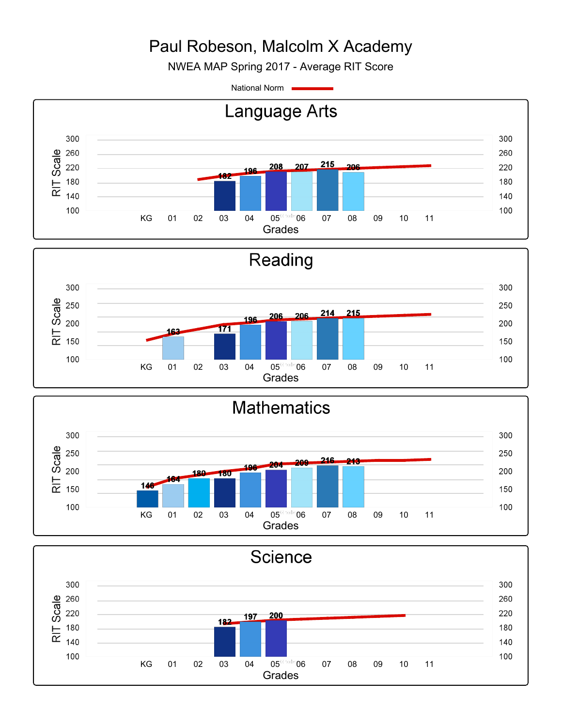# Paul Robeson, Malcolm X Academy

NWEA MAP Spring 2017 - Average RIT Score

National Norm

## Language Arts

| Grades | KG | 01 | 02 | 03 | 04 | 05 | 06 | 07 | 08 | 09 | 10 | 11 |
|---|---|---|---|---|---|---|---|---|---|---|---|---|
| RIT Scale | | | | 182 | 196 | 208 | 207 | 215 | 206 | | | |

## Reading

| Grades | KG | 01 | 02 | 03 | 04 | 05 | 06 | 07 | 08 | 09 | 10 | 11 |
|---|---|---|---|---|---|---|---|---|---|---|---|---|
| RIT Scale | | 163 | | 171 | 196 | 206 | 206 | 214 | 215 | | | |

## Mathematics

| Grades | KG | 01 | 02 | 03 | 04 | 05 | 06 | 07 | 08 | 09 | 10 | 11 |
|---|---|---|---|---|---|---|---|---|---|---|---|---|
| RIT Scale | 146 | 164 | 180 | 180 | 196 | 204 | 209 | 216 | 213 | | | |

## Science

| Grades | KG | 01 | 02 | 03 | 04 | 05 | 06 | 07 | 08 | 09 | 10 | 11 |
|---|---|---|---|---|---|---|---|---|---|---|---|---|
| RIT Scale | | | | 182 | 197 | 200 | | | | | | |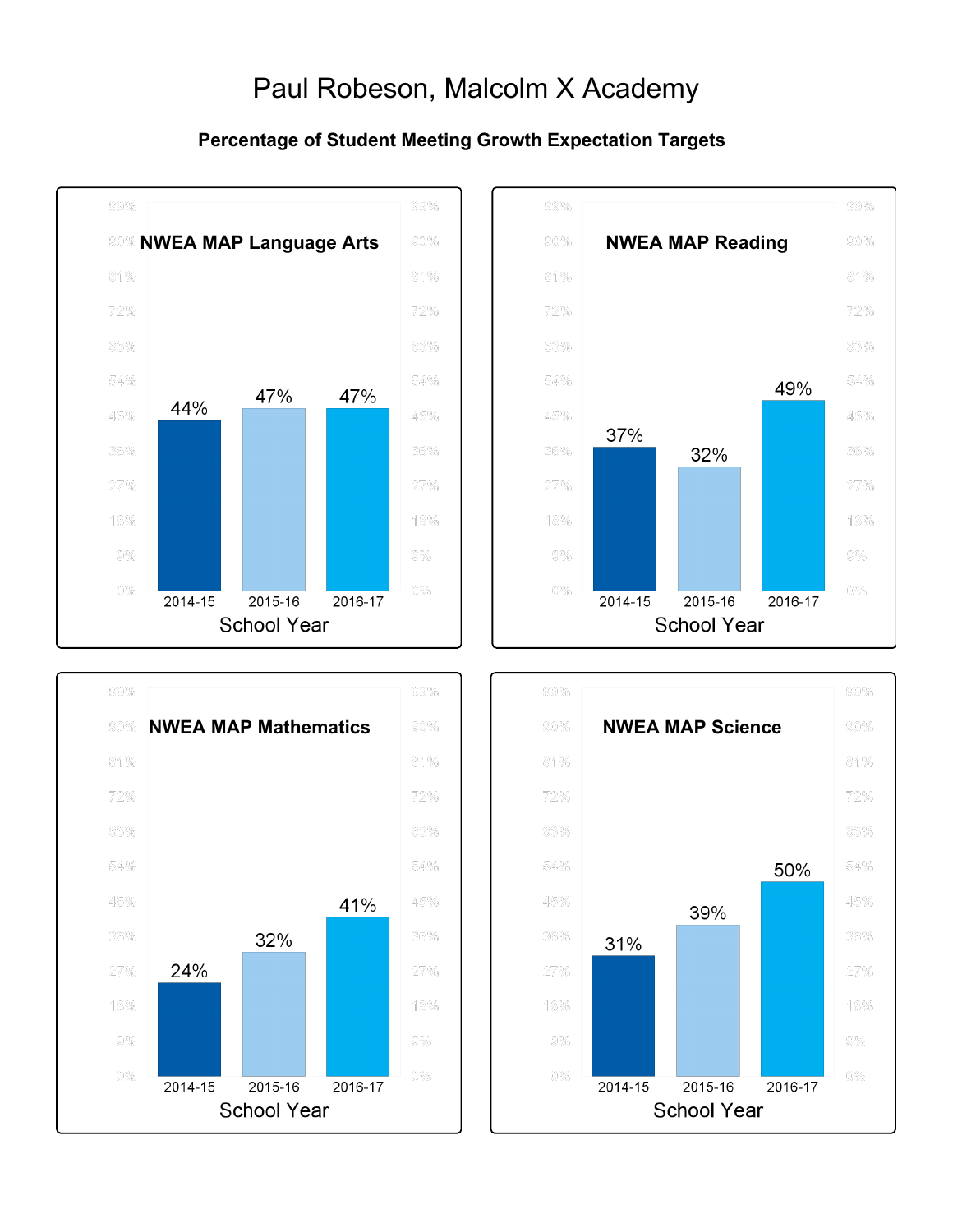# Paul Robeson, Malcolm X Academy

**Percentage of Student Meeting Growth Expectation Targets**

**NWEA MAP Language Arts**

44%
47%
47%

2014-15
2015-16
2016-17

School Year

**NWEA MAP Reading**

37%
32%
49%

2014-15
2015-16
2016-17

School Year

**NWEA MAP Mathematics**

24%
32%
41%

2014-15
2015-16
2016-17

School Year

**NWEA MAP Science**

31%
39%
50%

2014-15
2015-16
2016-17

School Year